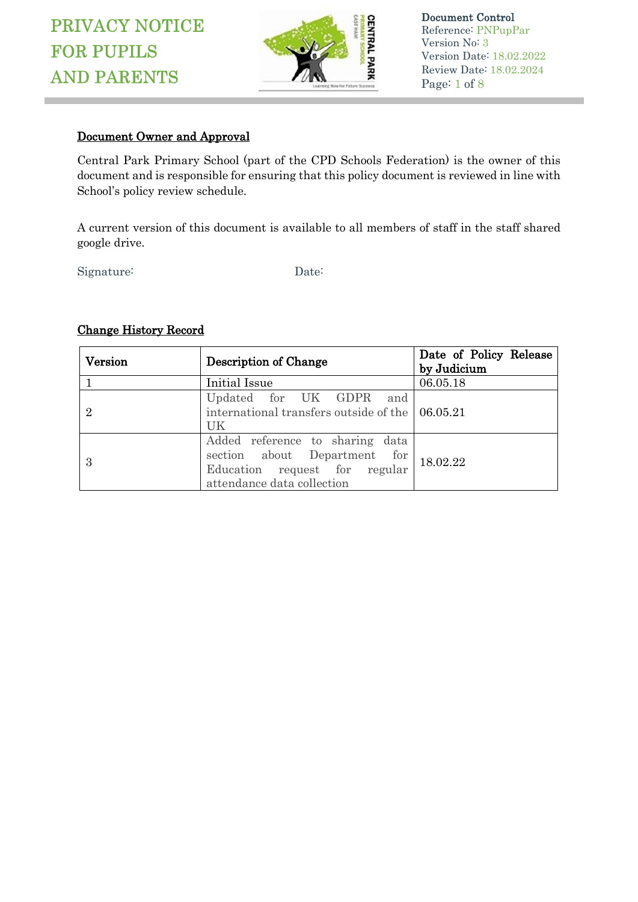# PRIVACY NOTICE FOR PUPILS AND PARENTS

Document Control
Reference: PNPupPar
Version No: 3
Version Date: 18.02.2022
Review Date: 18.02.2024

## Document Owner and Approval

Central Park Primary School (part of the CPD Schools Federation) is the owner of this document and is responsible for ensuring that this policy document is reviewed in line with School's policy review schedule.

A current version of this document is available to all members of staff in the staff shared google drive.

Signature: Date:

## Change History Record

| Version | Description of Change | Date of Policy Release by Judicium |
|---|---|---|
| 1 | Initial Issue | 06.05.18 |
| 2 | Updated for UK GDPR and international transfers outside of the UK | 06.05.21 |
| 3 | Added reference to sharing data section about Department for Education request for regular attendance data collection | 18.02.22 |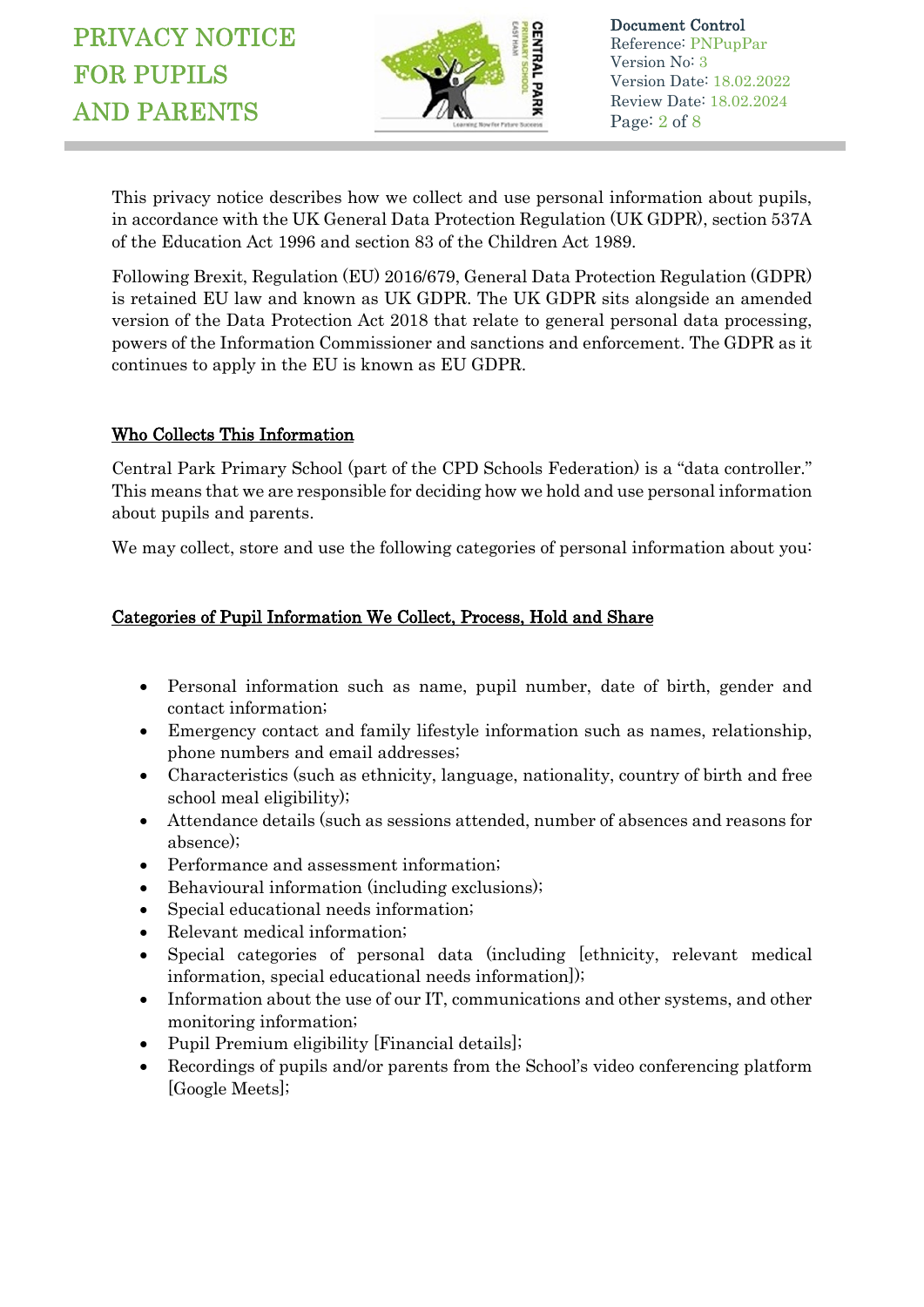This privacy notice describes how we collect and use personal information about pupils, in accordance with the UK General Data Protection Regulation (UK GDPR), section 537A of the Education Act 1996 and section 83 of the Children Act 1989.

Following Brexit, Regulation (EU) 2016/679, General Data Protection Regulation (GDPR) is retained EU law and known as UK GDPR. The UK GDPR sits alongside an amended version of the Data Protection Act 2018 that relate to general personal data processing, powers of the Information Commissioner and sanctions and enforcement. The GDPR as it continues to apply in the EU is known as EU GDPR.

## Who Collects This Information

Central Park Primary School (part of the CPD Schools Federation) is a "data controller." This means that we are responsible for deciding how we hold and use personal information about pupils and parents.

We may collect, store and use the following categories of personal information about you:

## Categories of Pupil Information We Collect, Process, Hold and Share

- Personal information such as name, pupil number, date of birth, gender and contact information;
- Emergency contact and family lifestyle information such as names, relationship, phone numbers and email addresses;
- Characteristics (such as ethnicity, language, nationality, country of birth and free school meal eligibility);
- Attendance details (such as sessions attended, number of absences and reasons for absence);
- Performance and assessment information;
- Behavioural information (including exclusions);
- Special educational needs information;
- Relevant medical information;
- Special categories of personal data (including [ethnicity, relevant medical information, special educational needs information]);
- Information about the use of our IT, communications and other systems, and other monitoring information;
- Pupil Premium eligibility [Financial details];
- Recordings of pupils and/or parents from the School's video conferencing platform [Google Meets];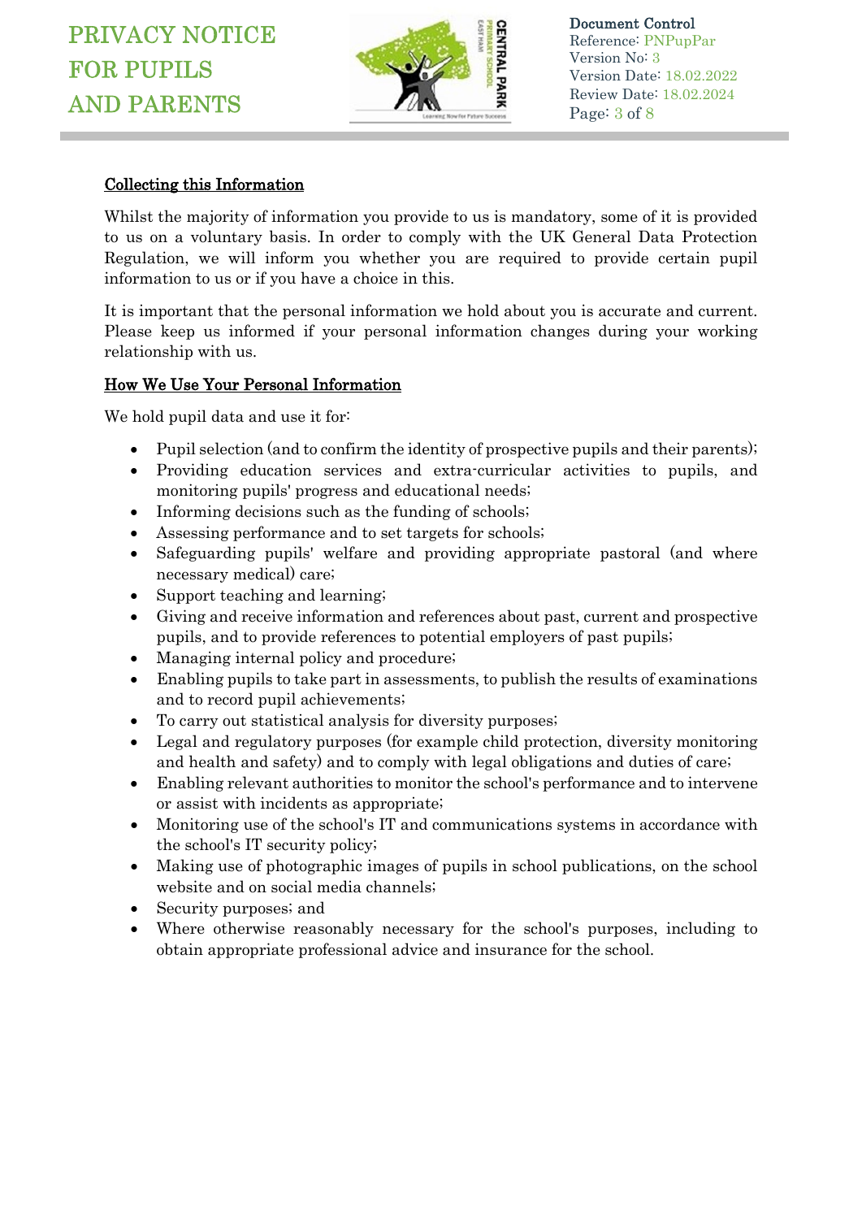## Collecting this Information

Whilst the majority of information you provide to us is mandatory, some of it is provided to us on a voluntary basis. In order to comply with the UK General Data Protection Regulation, we will inform you whether you are required to provide certain pupil information to us or if you have a choice in this.

It is important that the personal information we hold about you is accurate and current. Please keep us informed if your personal information changes during your working relationship with us.

## How We Use Your Personal Information

We hold pupil data and use it for:

- Pupil selection (and to confirm the identity of prospective pupils and their parents);
- Providing education services and extra-curricular activities to pupils, and monitoring pupils' progress and educational needs;
- Informing decisions such as the funding of schools;
- Assessing performance and to set targets for schools;
- Safeguarding pupils' welfare and providing appropriate pastoral (and where necessary medical) care;
- Support teaching and learning;
- Giving and receive information and references about past, current and prospective pupils, and to provide references to potential employers of past pupils;
- Managing internal policy and procedure;
- Enabling pupils to take part in assessments, to publish the results of examinations and to record pupil achievements;
- To carry out statistical analysis for diversity purposes;
- Legal and regulatory purposes (for example child protection, diversity monitoring and health and safety) and to comply with legal obligations and duties of care;
- Enabling relevant authorities to monitor the school's performance and to intervene or assist with incidents as appropriate;
- Monitoring use of the school's IT and communications systems in accordance with the school's IT security policy;
- Making use of photographic images of pupils in school publications, on the school website and on social media channels;
- Security purposes; and
- Where otherwise reasonably necessary for the school's purposes, including to obtain appropriate professional advice and insurance for the school.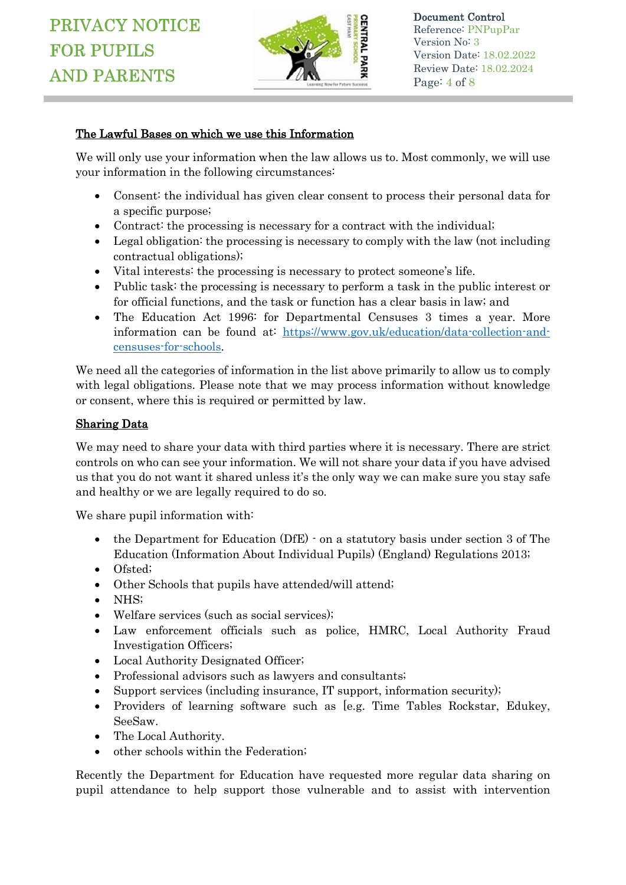## The Lawful Bases on which we use this Information

We will only use your information when the law allows us to. Most commonly, we will use your information in the following circumstances:

- Consent: the individual has given clear consent to process their personal data for a specific purpose;
- Contract: the processing is necessary for a contract with the individual;
- Legal obligation: the processing is necessary to comply with the law (not including contractual obligations);
- Vital interests: the processing is necessary to protect someone's life.
- Public task: the processing is necessary to perform a task in the public interest or for official functions, and the task or function has a clear basis in law; and
- The Education Act 1996: for Departmental Censuses 3 times a year. More information can be found at: https://www.gov.uk/education/data-collection-and-censuses-for-schools.

We need all the categories of information in the list above primarily to allow us to comply with legal obligations. Please note that we may process information without knowledge or consent, where this is required or permitted by law.

## Sharing Data

We may need to share your data with third parties where it is necessary. There are strict controls on who can see your information. We will not share your data if you have advised us that you do not want it shared unless it's the only way we can make sure you stay safe and healthy or we are legally required to do so.

We share pupil information with:

- the Department for Education (DfE) - on a statutory basis under section 3 of The Education (Information About Individual Pupils) (England) Regulations 2013;
- Ofsted;
- Other Schools that pupils have attended/will attend;
- NHS;
- Welfare services (such as social services);
- Law enforcement officials such as police, HMRC, Local Authority Fraud Investigation Officers;
- Local Authority Designated Officer;
- Professional advisors such as lawyers and consultants;
- Support services (including insurance, IT support, information security);
- Providers of learning software such as [e.g. Time Tables Rockstar, Edukey, SeeSaw.
- The Local Authority.
- other schools within the Federation;

Recently the Department for Education have requested more regular data sharing on pupil attendance to help support those vulnerable and to assist with intervention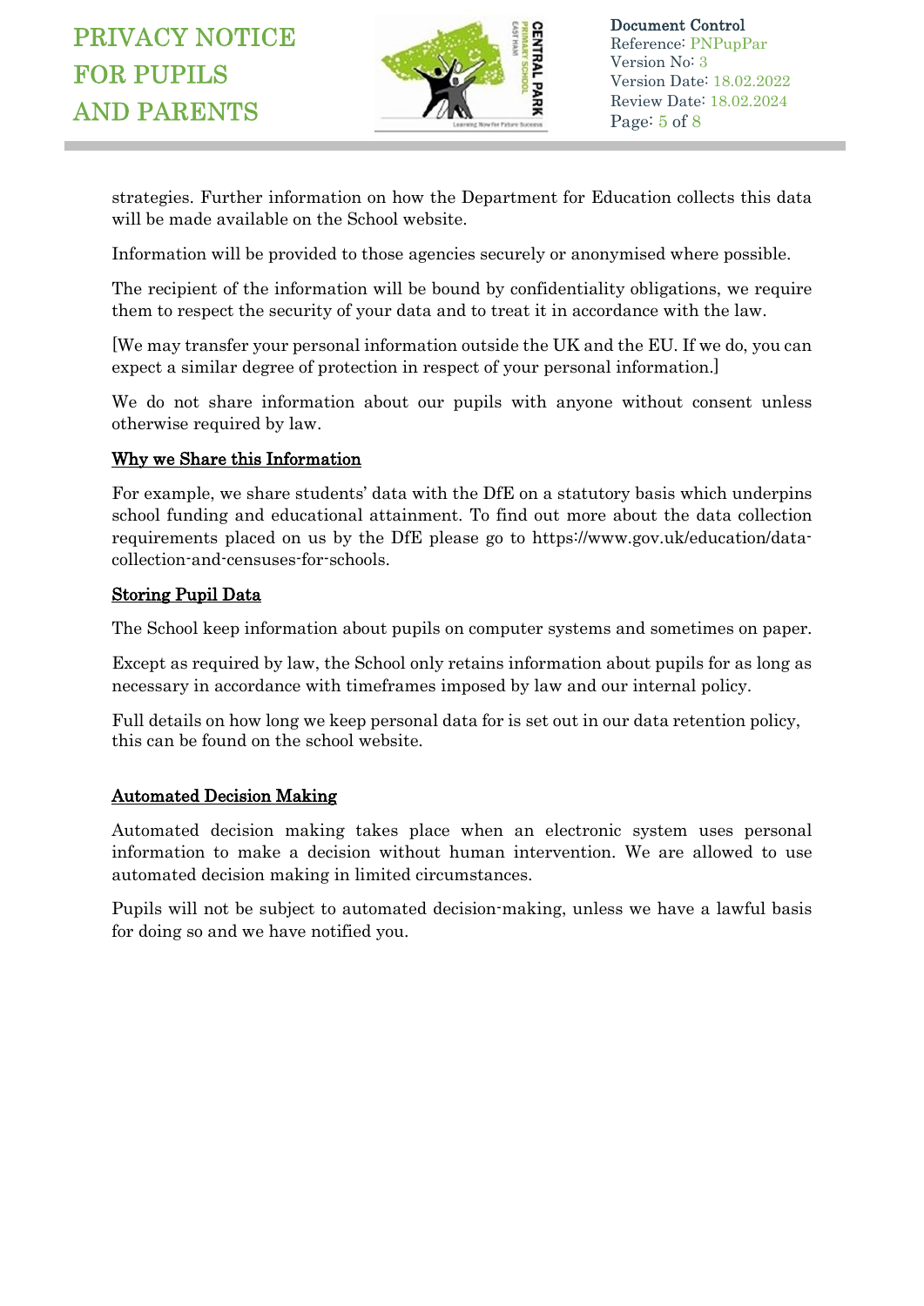strategies. Further information on how the Department for Education collects this data will be made available on the School website.

Information will be provided to those agencies securely or anonymised where possible.

The recipient of the information will be bound by confidentiality obligations, we require them to respect the security of your data and to treat it in accordance with the law.

[We may transfer your personal information outside the UK and the EU. If we do, you can expect a similar degree of protection in respect of your personal information.]

We do not share information about our pupils with anyone without consent unless otherwise required by law.

## Why we Share this Information

For example, we share students' data with the DfE on a statutory basis which underpins school funding and educational attainment. To find out more about the data collection requirements placed on us by the DfE please go to https://www.gov.uk/education/data-collection-and-censuses-for-schools.

## Storing Pupil Data

The School keep information about pupils on computer systems and sometimes on paper.

Except as required by law, the School only retains information about pupils for as long as necessary in accordance with timeframes imposed by law and our internal policy.

Full details on how long we keep personal data for is set out in our data retention policy, this can be found on the school website.

## Automated Decision Making

Automated decision making takes place when an electronic system uses personal information to make a decision without human intervention. We are allowed to use automated decision making in limited circumstances.

Pupils will not be subject to automated decision-making, unless we have a lawful basis for doing so and we have notified you.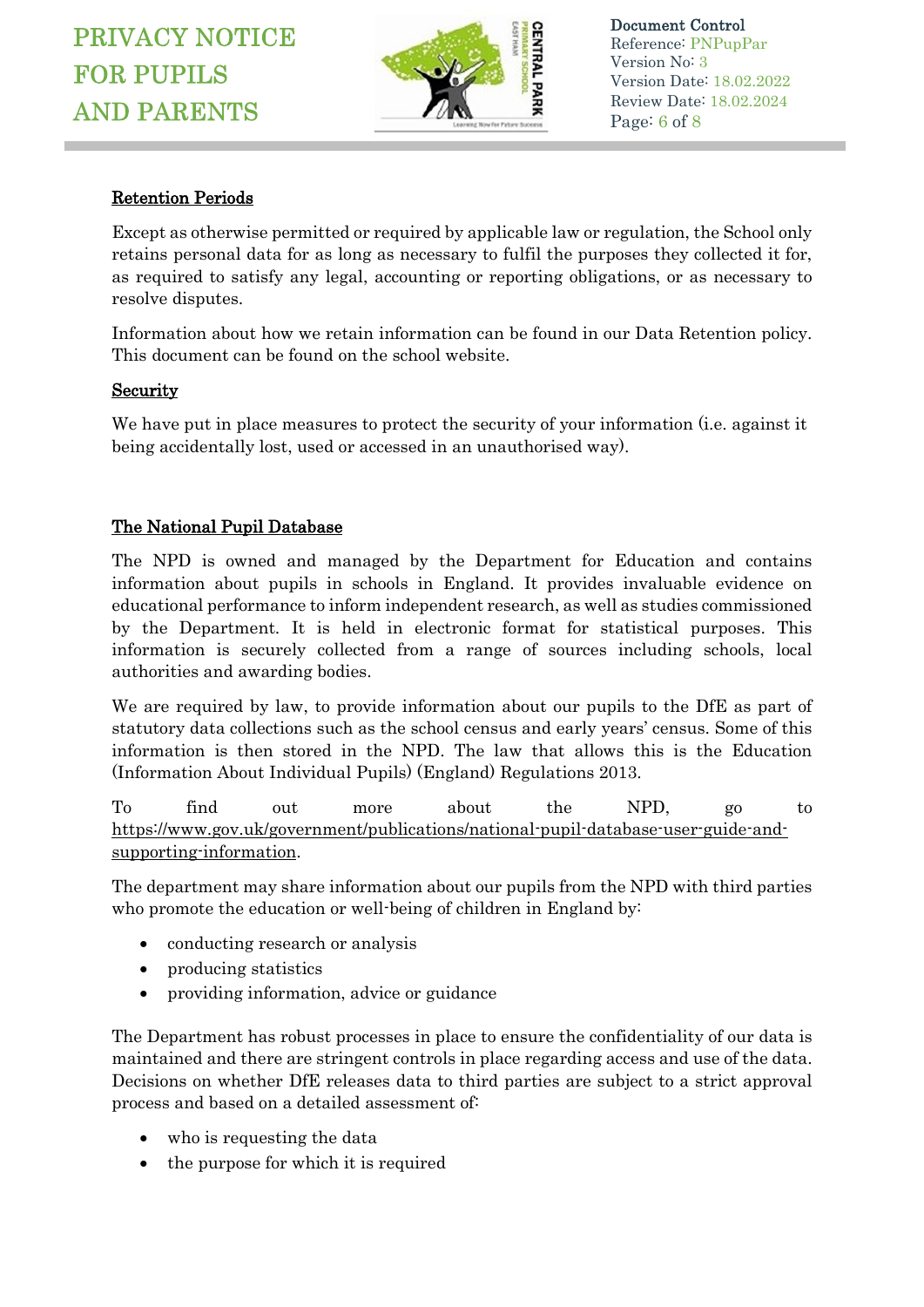## Retention Periods

Except as otherwise permitted or required by applicable law or regulation, the School only retains personal data for as long as necessary to fulfil the purposes they collected it for, as required to satisfy any legal, accounting or reporting obligations, or as necessary to resolve disputes.

Information about how we retain information can be found in our Data Retention policy. This document can be found on the school website.

## Security

We have put in place measures to protect the security of your information (i.e. against it being accidentally lost, used or accessed in an unauthorised way).

## The National Pupil Database

The NPD is owned and managed by the Department for Education and contains information about pupils in schools in England. It provides invaluable evidence on educational performance to inform independent research, as well as studies commissioned by the Department. It is held in electronic format for statistical purposes. This information is securely collected from a range of sources including schools, local authorities and awarding bodies.

We are required by law, to provide information about our pupils to the DfE as part of statutory data collections such as the school census and early years' census. Some of this information is then stored in the NPD. The law that allows this is the Education (Information About Individual Pupils) (England) Regulations 2013.

To find out more about the NPD, go to https://www.gov.uk/government/publications/national-pupil-database-user-guide-and-supporting-information.

The department may share information about our pupils from the NPD with third parties who promote the education or well-being of children in England by:

- conducting research or analysis
- producing statistics
- providing information, advice or guidance

The Department has robust processes in place to ensure the confidentiality of our data is maintained and there are stringent controls in place regarding access and use of the data. Decisions on whether DfE releases data to third parties are subject to a strict approval process and based on a detailed assessment of:

- who is requesting the data
- the purpose for which it is required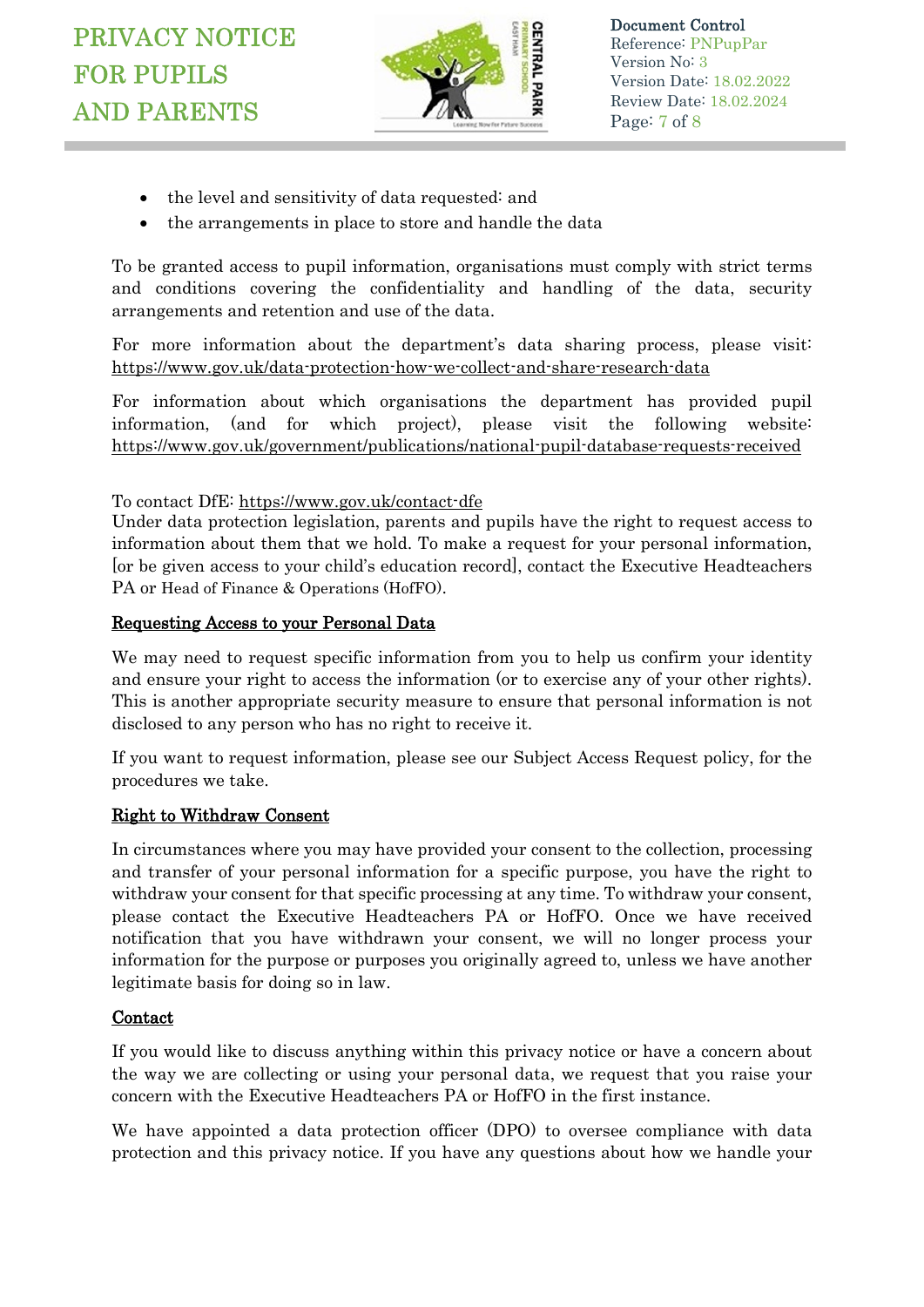- the level and sensitivity of data requested: and
- the arrangements in place to store and handle the data

To be granted access to pupil information, organisations must comply with strict terms and conditions covering the confidentiality and handling of the data, security arrangements and retention and use of the data.

For more information about the department's data sharing process, please visit: https://www.gov.uk/data-protection-how-we-collect-and-share-research-data

For information about which organisations the department has provided pupil information, (and for which project), please visit the following website: https://www.gov.uk/government/publications/national-pupil-database-requests-received

To contact DfE: https://www.gov.uk/contact-dfe
Under data protection legislation, parents and pupils have the right to request access to information about them that we hold. To make a request for your personal information, [or be given access to your child's education record], contact the Executive Headteachers PA or Head of Finance & Operations (HofFO).

## Requesting Access to your Personal Data

We may need to request specific information from you to help us confirm your identity and ensure your right to access the information (or to exercise any of your other rights). This is another appropriate security measure to ensure that personal information is not disclosed to any person who has no right to receive it.

If you want to request information, please see our Subject Access Request policy, for the procedures we take.

## Right to Withdraw Consent

In circumstances where you may have provided your consent to the collection, processing and transfer of your personal information for a specific purpose, you have the right to withdraw your consent for that specific processing at any time. To withdraw your consent, please contact the Executive Headteachers PA or HofFO. Once we have received notification that you have withdrawn your consent, we will no longer process your information for the purpose or purposes you originally agreed to, unless we have another legitimate basis for doing so in law.

## Contact

If you would like to discuss anything within this privacy notice or have a concern about the way we are collecting or using your personal data, we request that you raise your concern with the Executive Headteachers PA or HofFO in the first instance.

We have appointed a data protection officer (DPO) to oversee compliance with data protection and this privacy notice. If you have any questions about how we handle your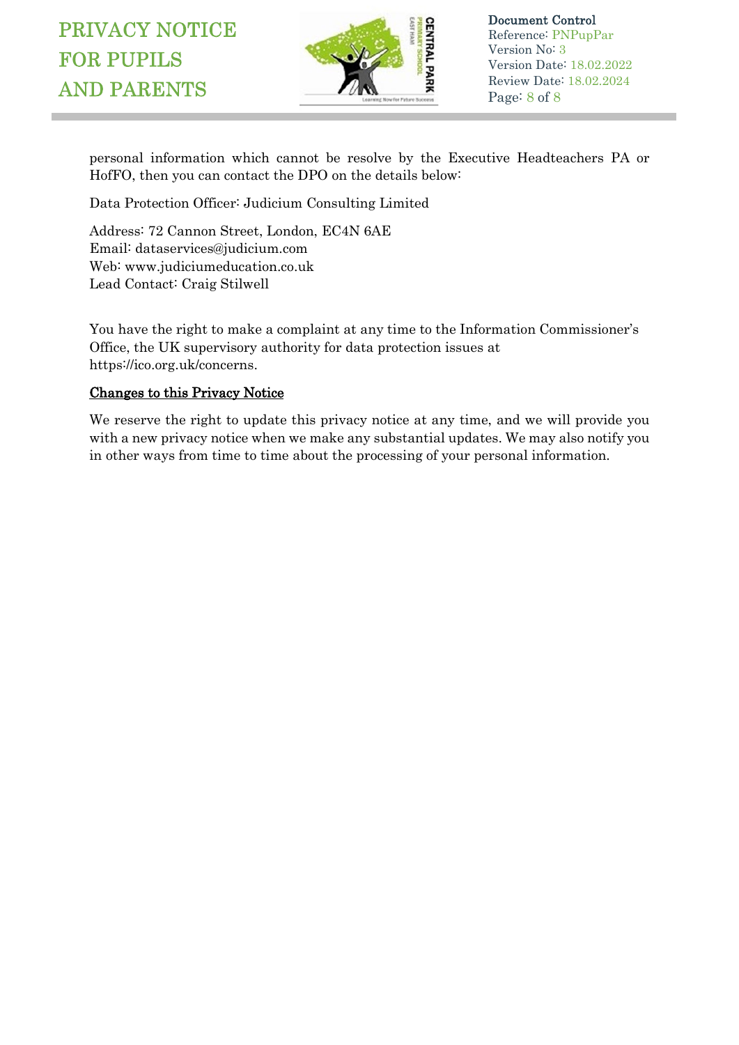personal information which cannot be resolve by the Executive Headteachers PA or HofFO, then you can contact the DPO on the details below:

Data Protection Officer: Judicium Consulting Limited

Address: 72 Cannon Street, London, EC4N 6AE
Email: dataservices@judicium.com
Web: www.judiciumeducation.co.uk
Lead Contact: Craig Stilwell

You have the right to make a complaint at any time to the Information Commissioner's Office, the UK supervisory authority for data protection issues at https://ico.org.uk/concerns.

## Changes to this Privacy Notice

We reserve the right to update this privacy notice at any time, and we will provide you with a new privacy notice when we make any substantial updates. We may also notify you in other ways from time to time about the processing of your personal information.